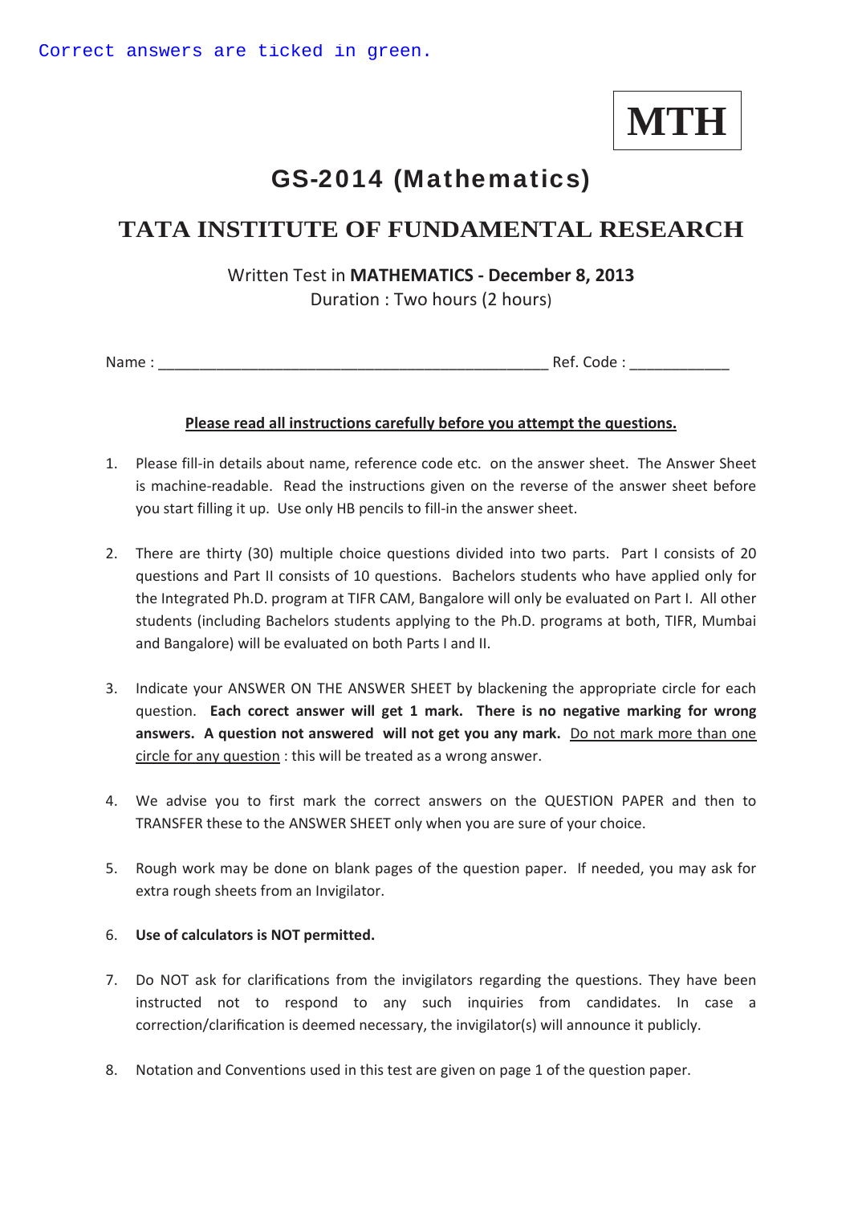Correct answers are ticked in green.

**MTH**

# GS-2014 (Mathematics)

## TATA INSTITUTE OF FUNDAMENTAL RESEARCH

Written Test in **MATHEMATICS - December 8, 2013**
Duration : Two hours (2 hours)

Name : _______________________________________________ Ref. Code : ____________

**Please read all instructions carefully before you attempt the questions.**

1. Please fill-in details about name, reference code etc. on the answer sheet. The Answer Sheet is machine-readable. Read the instructions given on the reverse of the answer sheet before you start filling it up. Use only HB pencils to fill-in the answer sheet.

2. There are thirty (30) multiple choice questions divided into two parts. Part I consists of 20 questions and Part II consists of 10 questions. Bachelors students who have applied only for the Integrated Ph.D. program at TIFR CAM, Bangalore will only be evaluated on Part I. All other students (including Bachelors students applying to the Ph.D. programs at both, TIFR, Mumbai and Bangalore) will be evaluated on both Parts I and II.

3. Indicate your ANSWER ON THE ANSWER SHEET by blackening the appropriate circle for each question. **Each corect answer will get 1 mark. There is no negative marking for wrong answers. A question not answered will not get you any mark.** Do not mark more than one circle for any question : this will be treated as a wrong answer.

4. We advise you to first mark the correct answers on the QUESTION PAPER and then to TRANSFER these to the ANSWER SHEET only when you are sure of your choice.

5. Rough work may be done on blank pages of the question paper. If needed, you may ask for extra rough sheets from an Invigilator.

6. **Use of calculators is NOT permitted.**

7. Do NOT ask for clarifications from the invigilators regarding the questions. They have been instructed not to respond to any such inquiries from candidates. In case a correction/clarification is deemed necessary, the invigilator(s) will announce it publicly.

8. Notation and Conventions used in this test are given on page 1 of the question paper.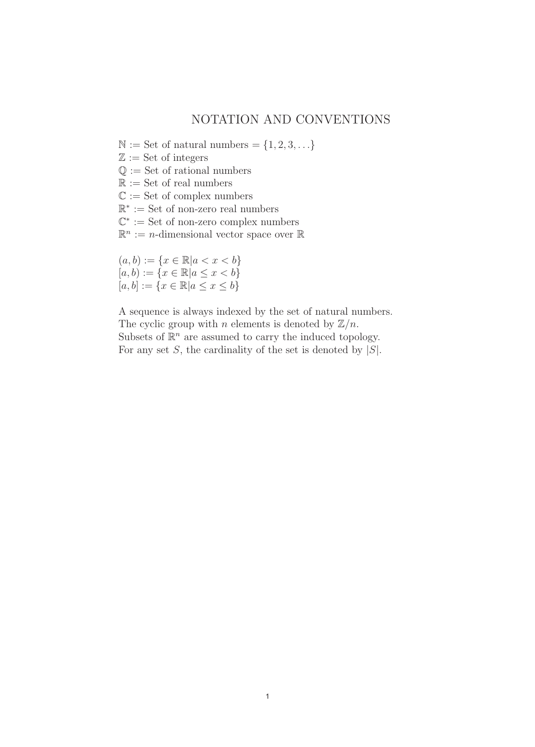# NOTATION AND CONVENTIONS

$\mathbb{N} :=$ Set of natural numbers $= \{1, 2, 3, \ldots\}$
$\mathbb{Z} :=$ Set of integers
$\mathbb{Q} :=$ Set of rational numbers
$\mathbb{R} :=$ Set of real numbers
$\mathbb{C} :=$ Set of complex numbers
$\mathbb{R}^* :=$ Set of non-zero real numbers
$\mathbb{C}^* :=$ Set of non-zero complex numbers
$\mathbb{R}^n := n$-dimensional vector space over $\mathbb{R}$

$(a, b) := \{x \in \mathbb{R} | a < x < b\}$
$[a, b) := \{x \in \mathbb{R} | a \leq x < b\}$
$[a, b] := \{x \in \mathbb{R} | a \leq x \leq b\}$

A sequence is always indexed by the set of natural numbers.
The cyclic group with $n$ elements is denoted by $\mathbb{Z}/n$.
Subsets of $\mathbb{R}^n$ are assumed to carry the induced topology.
For any set $S$, the cardinality of the set is denoted by $|S|$.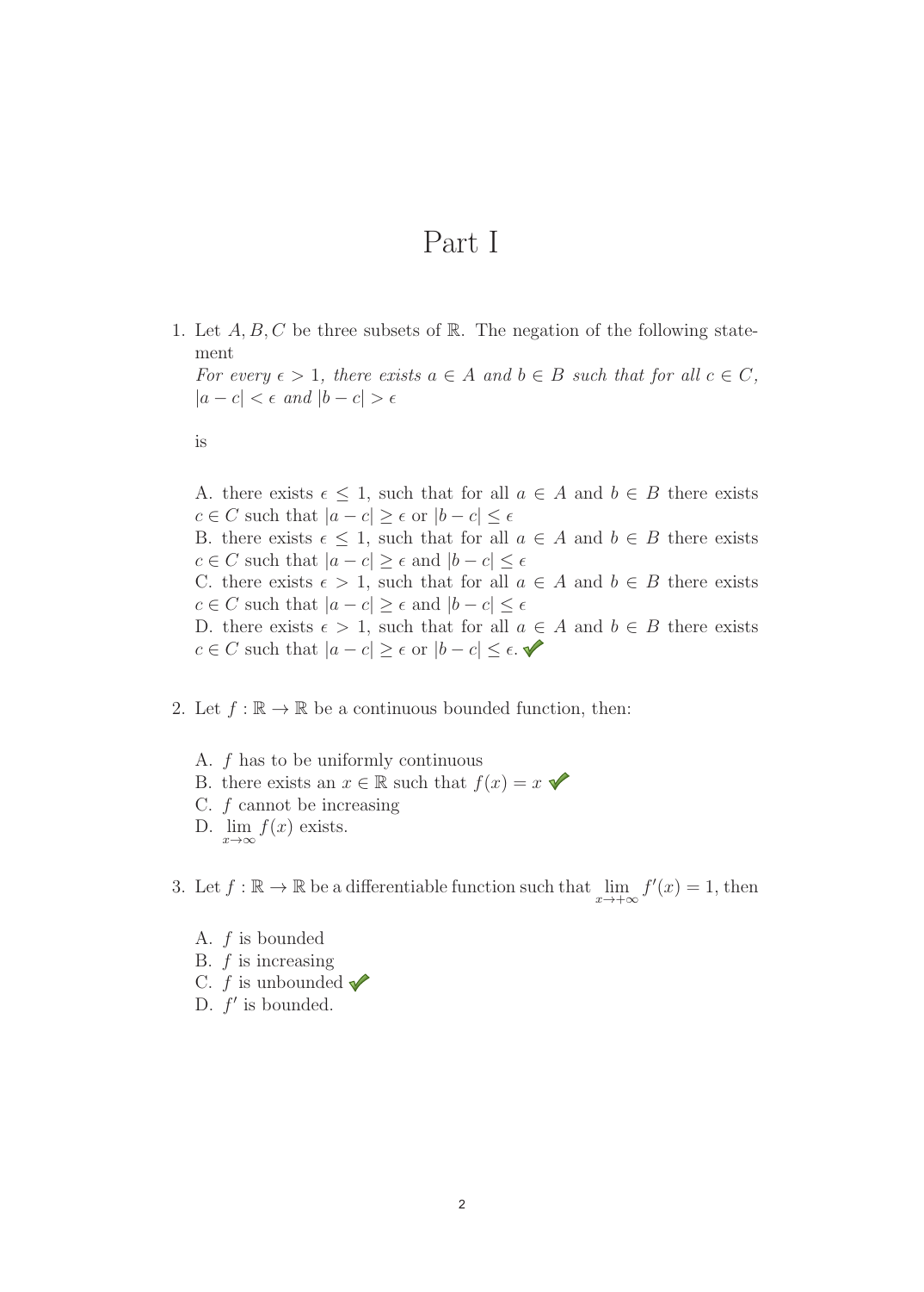# Part I

1. Let $A, B, C$ be three subsets of $\mathbb{R}$. The negation of the following statement
   *For every $\epsilon > 1$, there exists $a \in A$ and $b \in B$ such that for all $c \in C$, $|a - c| < \epsilon$ and $|b - c| > \epsilon$*

   is

   A. there exists $\epsilon \leq 1$, such that for all $a \in A$ and $b \in B$ there exists $c \in C$ such that $|a - c| \geq \epsilon$ or $|b - c| \leq \epsilon$
   B. there exists $\epsilon \leq 1$, such that for all $a \in A$ and $b \in B$ there exists $c \in C$ such that $|a - c| \geq \epsilon$ and $|b - c| \leq \epsilon$
   C. there exists $\epsilon > 1$, such that for all $a \in A$ and $b \in B$ there exists $c \in C$ such that $|a - c| \geq \epsilon$ and $|b - c| \leq \epsilon$
   D. there exists $\epsilon > 1$, such that for all $a \in A$ and $b \in B$ there exists $c \in C$ such that $|a - c| \geq \epsilon$ or $|b - c| \leq \epsilon$. ✔

2. Let $f : \mathbb{R} \to \mathbb{R}$ be a continuous bounded function, then:

   A. $f$ has to be uniformly continuous
   B. there exists an $x \in \mathbb{R}$ such that $f(x) = x$ ✔
   C. $f$ cannot be increasing
   D. $\lim_{x \to \infty} f(x)$ exists.

3. Let $f : \mathbb{R} \to \mathbb{R}$ be a differentiable function such that $\lim_{x \to +\infty} f'(x) = 1$, then

   A. $f$ is bounded
   B. $f$ is increasing
   C. $f$ is unbounded ✔
   D. $f'$ is bounded.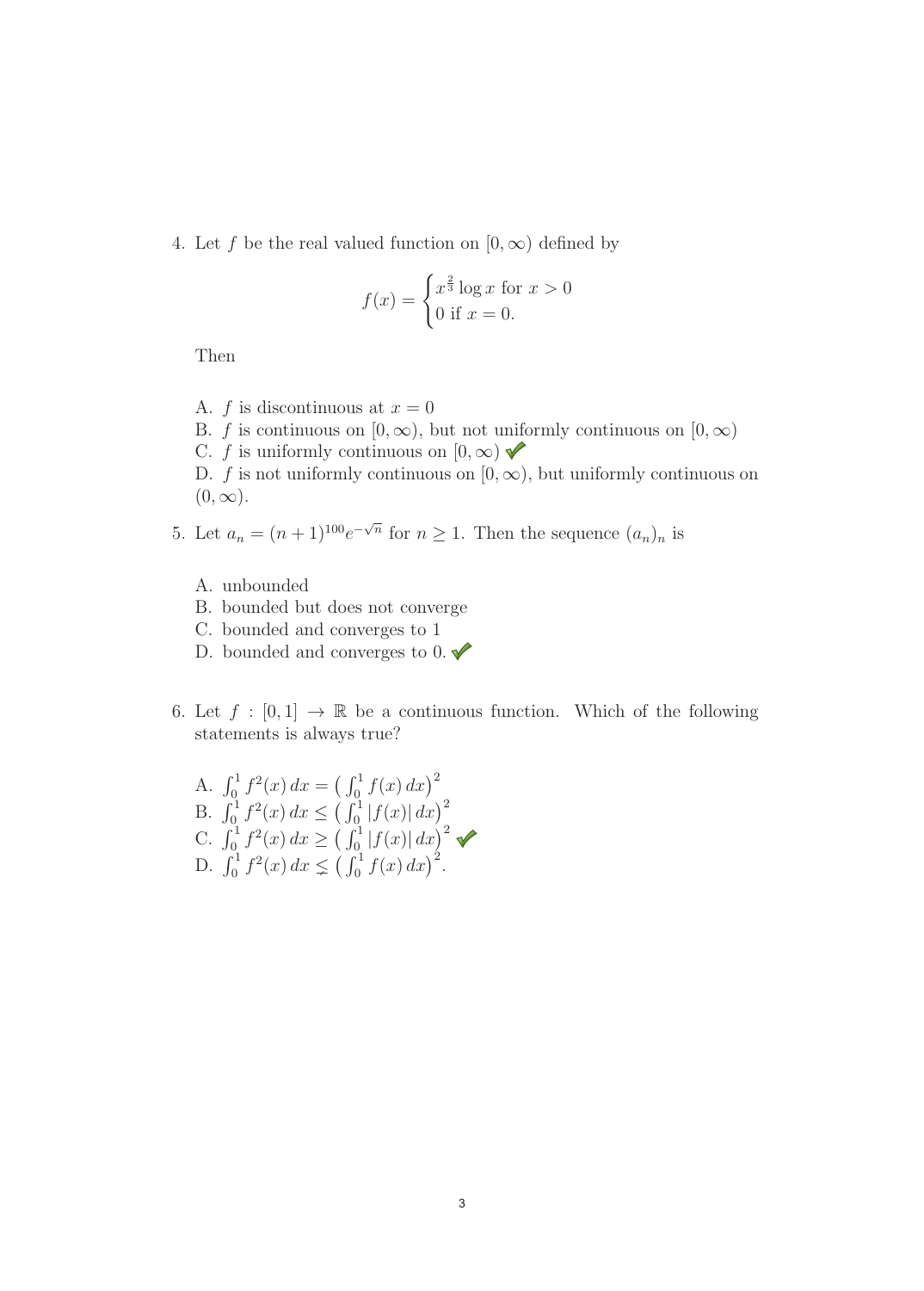4. Let $f$ be the real valued function on $[0, \infty)$ defined by

$$f(x) = \begin{cases} x^{\frac{2}{3}} \log x \text{ for } x > 0 \\ 0 \text{ if } x = 0. \end{cases}$$

Then

A. $f$ is discontinuous at $x = 0$
B. $f$ is continuous on $[0, \infty)$, but not uniformly continuous on $[0, \infty)$
C. $f$ is uniformly continuous on $[0, \infty)$ ✔
D. $f$ is not uniformly continuous on $[0, \infty)$, but uniformly continuous on $(0, \infty)$.

5. Let $a_n = (n+1)^{100} e^{-\sqrt{n}}$ for $n \geq 1$. Then the sequence $(a_n)_n$ is

A. unbounded
B. bounded but does not converge
C. bounded and converges to 1
D. bounded and converges to 0. ✔

6. Let $f : [0, 1] \to \mathbb{R}$ be a continuous function. Which of the following statements is always true?

A. $\int_0^1 f^2(x)\, dx = \left( \int_0^1 f(x)\, dx \right)^2$
B. $\int_0^1 f^2(x)\, dx \leq \left( \int_0^1 |f(x)|\, dx \right)^2$
C. $\int_0^1 f^2(x)\, dx \geq \left( \int_0^1 |f(x)|\, dx \right)^2$ ✔
D. $\int_0^1 f^2(x)\, dx \lneq \left( \int_0^1 f(x)\, dx \right)^2$.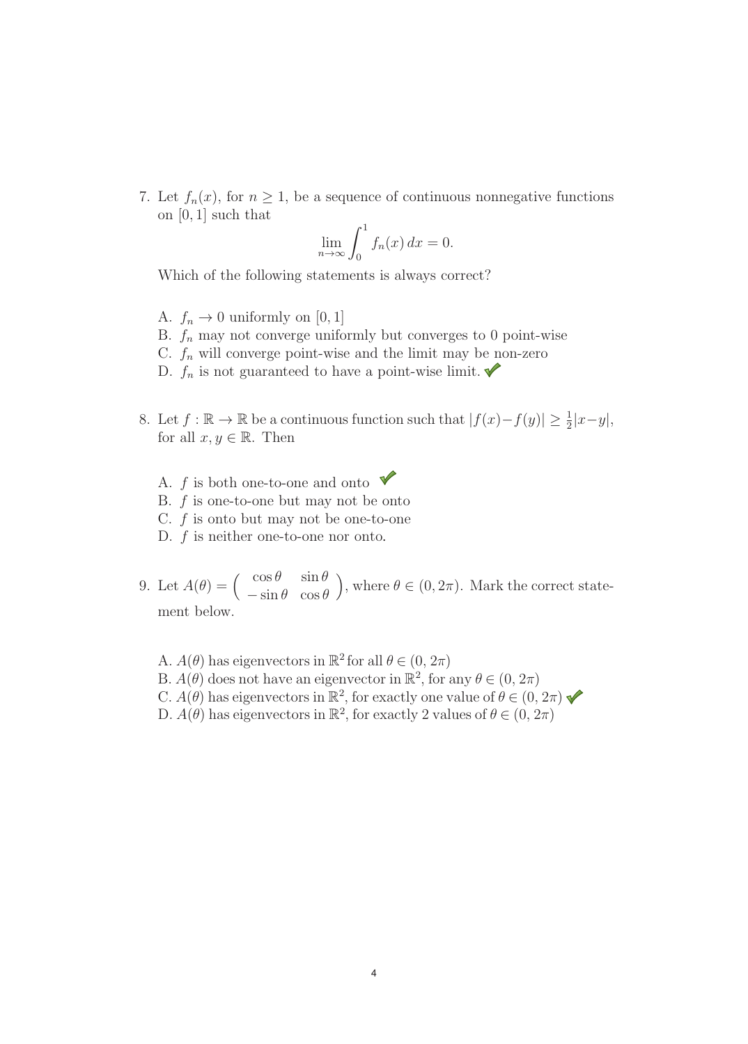7. Let $f_n(x)$, for $n \geq 1$, be a sequence of continuous nonnegative functions on $[0,1]$ such that

$$\lim_{n\to\infty} \int_0^1 f_n(x)\,dx = 0.$$

Which of the following statements is always correct?

A. $f_n \to 0$ uniformly on $[0,1]$
B. $f_n$ may not converge uniformly but converges to 0 point-wise
C. $f_n$ will converge point-wise and the limit may be non-zero
D. $f_n$ is not guaranteed to have a point-wise limit. ✔

8. Let $f : \mathbb{R} \to \mathbb{R}$ be a continuous function such that $|f(x) - f(y)| \geq \frac{1}{2}|x - y|$, for all $x, y \in \mathbb{R}$. Then

A. $f$ is both one-to-one and onto ✔
B. $f$ is one-to-one but may not be onto
C. $f$ is onto but may not be one-to-one
D. $f$ is neither one-to-one nor onto.

9. Let $A(\theta) = \begin{pmatrix} \cos\theta & \sin\theta \\ -\sin\theta & \cos\theta \end{pmatrix}$, where $\theta \in (0, 2\pi)$. Mark the correct statement below.

A. $A(\theta)$ has eigenvectors in $\mathbb{R}^2$ for all $\theta \in (0, 2\pi)$
B. $A(\theta)$ does not have an eigenvector in $\mathbb{R}^2$, for any $\theta \in (0, 2\pi)$
C. $A(\theta)$ has eigenvectors in $\mathbb{R}^2$, for exactly one value of $\theta \in (0, 2\pi)$ ✔
D. $A(\theta)$ has eigenvectors in $\mathbb{R}^2$, for exactly 2 values of $\theta \in (0, 2\pi)$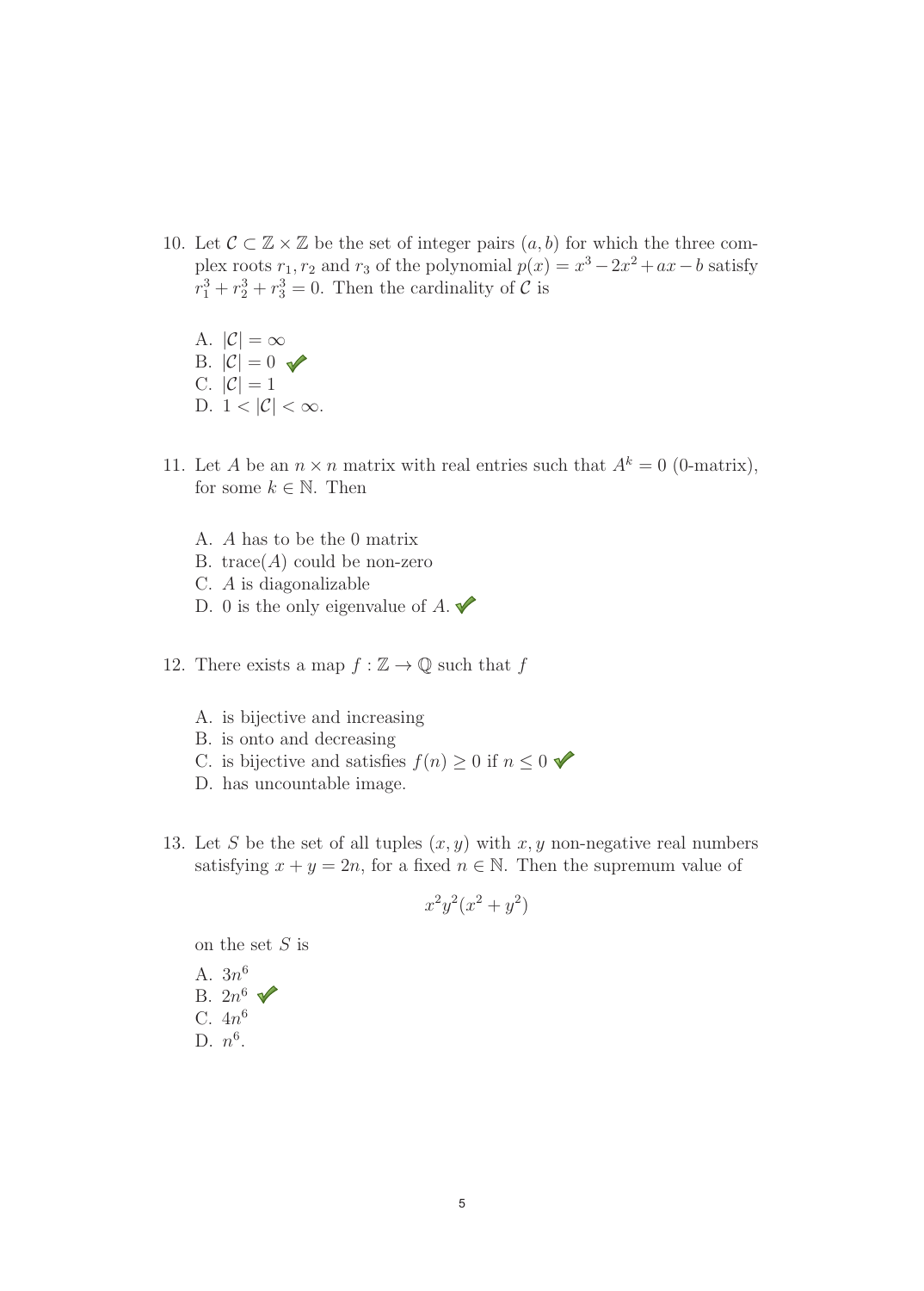10. Let $\mathcal{C} \subset \mathbb{Z} \times \mathbb{Z}$ be the set of integer pairs $(a, b)$ for which the three complex roots $r_1, r_2$ and $r_3$ of the polynomial $p(x) = x^3 - 2x^2 + ax - b$ satisfy $r_1^3 + r_2^3 + r_3^3 = 0$. Then the cardinality of $\mathcal{C}$ is

    A. $|\mathcal{C}| = \infty$
    B. $|\mathcal{C}| = 0$ ✔
    C. $|\mathcal{C}| = 1$
    D. $1 < |\mathcal{C}| < \infty$.

11. Let $A$ be an $n \times n$ matrix with real entries such that $A^k = 0$ (0-matrix), for some $k \in \mathbb{N}$. Then

    A. $A$ has to be the 0 matrix
    B. trace$(A)$ could be non-zero
    C. $A$ is diagonalizable
    D. 0 is the only eigenvalue of $A$. ✔

12. There exists a map $f : \mathbb{Z} \to \mathbb{Q}$ such that $f$

    A. is bijective and increasing
    B. is onto and decreasing
    C. is bijective and satisfies $f(n) \geq 0$ if $n \leq 0$ ✔
    D. has uncountable image.

13. Let $S$ be the set of all tuples $(x, y)$ with $x, y$ non-negative real numbers satisfying $x + y = 2n$, for a fixed $n \in \mathbb{N}$. Then the supremum value of

$$x^2y^2(x^2 + y^2)$$

on the set $S$ is

    A. $3n^6$
    B. $2n^6$ ✔
    C. $4n^6$
    D. $n^6$.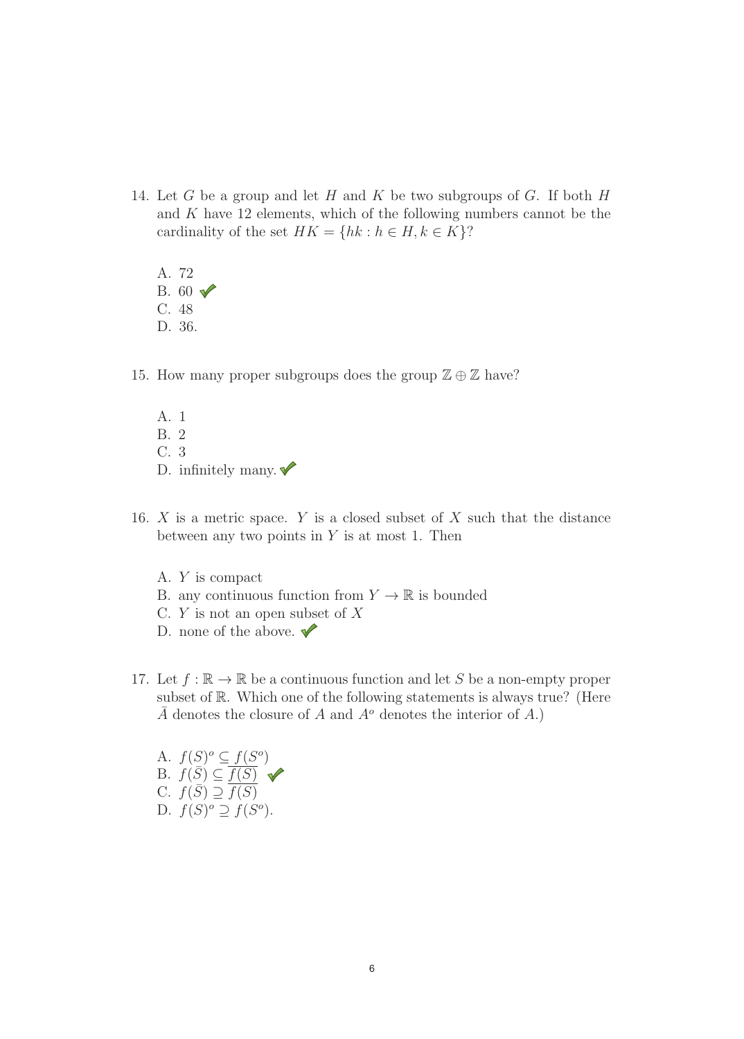14. Let $G$ be a group and let $H$ and $K$ be two subgroups of $G$. If both $H$ and $K$ have 12 elements, which of the following numbers cannot be the cardinality of the set $HK = \{hk : h \in H, k \in K\}$?

    A. 72
    B. 60 ✓
    C. 48
    D. 36.

15. How many proper subgroups does the group $\mathbb{Z} \oplus \mathbb{Z}$ have?

    A. 1
    B. 2
    C. 3
    D. infinitely many. ✓

16. $X$ is a metric space. $Y$ is a closed subset of $X$ such that the distance between any two points in $Y$ is at most 1. Then

    A. $Y$ is compact
    B. any continuous function from $Y \to \mathbb{R}$ is bounded
    C. $Y$ is not an open subset of $X$
    D. none of the above. ✓

17. Let $f : \mathbb{R} \to \mathbb{R}$ be a continuous function and let $S$ be a non-empty proper subset of $\mathbb{R}$. Which one of the following statements is always true? (Here $\bar{A}$ denotes the closure of $A$ and $A^o$ denotes the interior of $A$.)

    A. $f(S)^o \subseteq f(S^o)$
    B. $f(\bar{S}) \subseteq \overline{f(S)}$ ✓
    C. $f(\bar{S}) \supseteq \overline{f(S)}$
    D. $f(S)^o \supseteq f(S^o)$.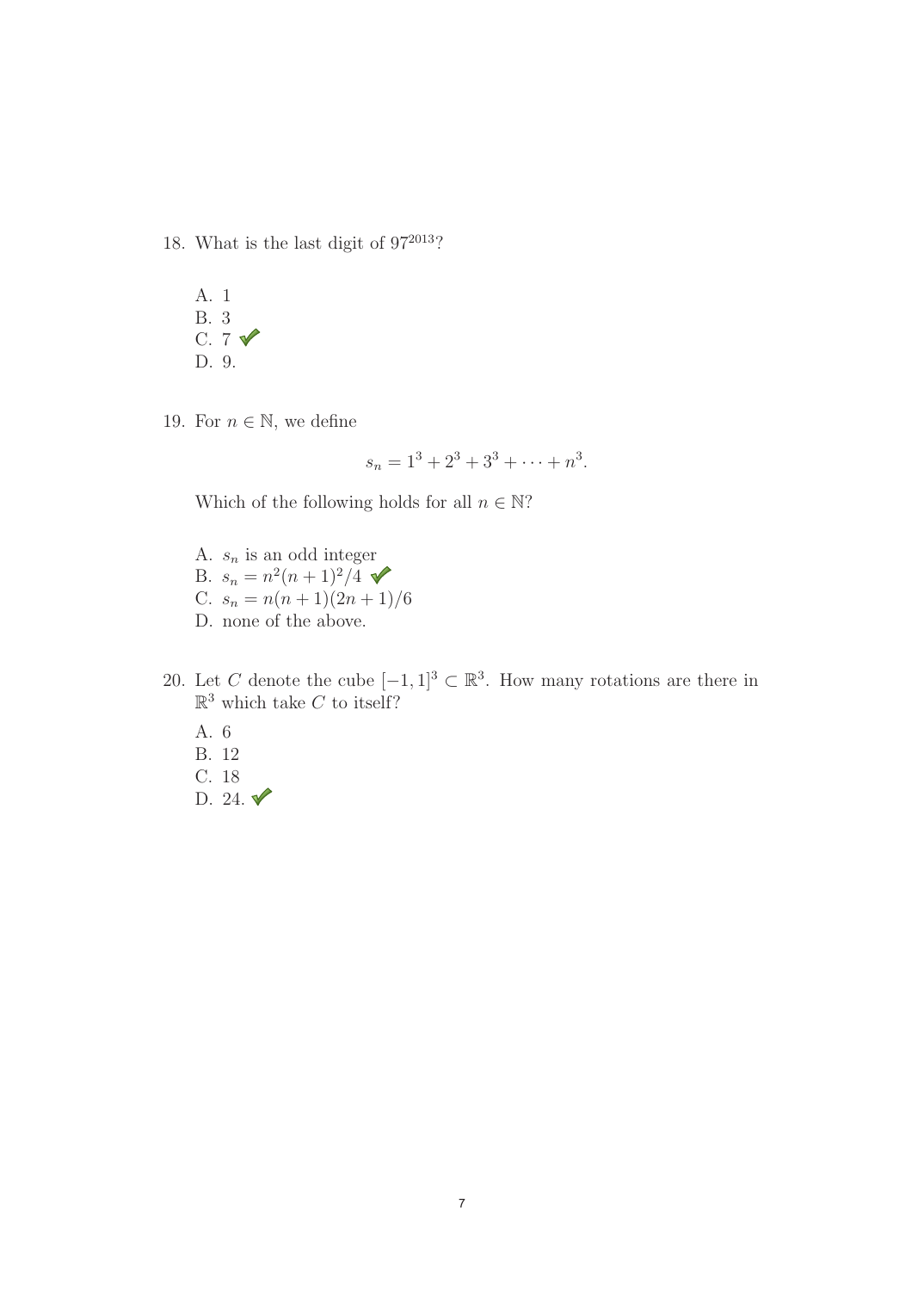18. What is the last digit of $97^{2013}$?

    A. 1
    B. 3
    C. 7 ✓
    D. 9.

19. For $n \in \mathbb{N}$, we define

$$s_n = 1^3 + 2^3 + 3^3 + \cdots + n^3.$$

    Which of the following holds for all $n \in \mathbb{N}$?

    A. $s_n$ is an odd integer
    B. $s_n = n^2(n+1)^2/4$ ✓
    C. $s_n = n(n+1)(2n+1)/6$
    D. none of the above.

20. Let $C$ denote the cube $[-1,1]^3 \subset \mathbb{R}^3$. How many rotations are there in $\mathbb{R}^3$ which take $C$ to itself?

    A. 6
    B. 12
    C. 18
    D. 24. ✓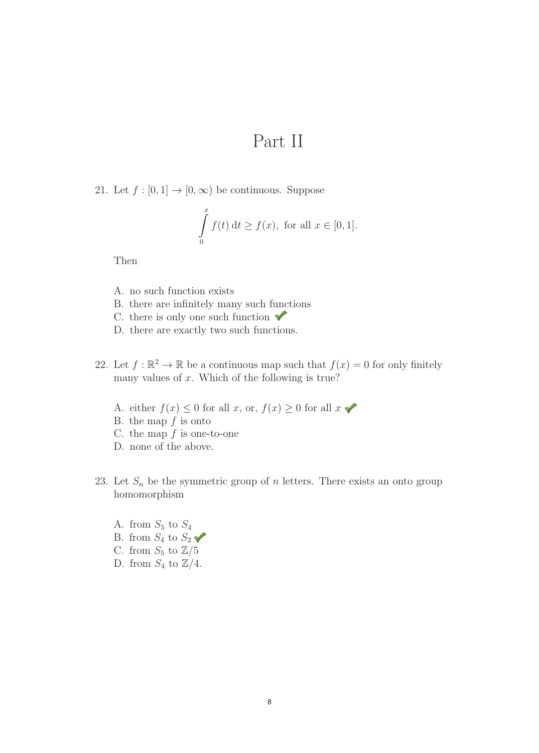# Part II

21. Let $f : [0,1] \to [0,\infty)$ be continuous. Suppose

$$\int_0^x f(t)\,\mathrm{d}t \geq f(x), \text{ for all } x \in [0,1].$$

Then

A. no such function exists
B. there are infinitely many such functions
C. there is only one such function ✔
D. there are exactly two such functions.

22. Let $f : \mathbb{R}^2 \to \mathbb{R}$ be a continuous map such that $f(x) = 0$ for only finitely many values of $x$. Which of the following is true?

A. either $f(x) \leq 0$ for all $x$, or, $f(x) \geq 0$ for all $x$ ✔
B. the map $f$ is onto
C. the map $f$ is one-to-one
D. none of the above.

23. Let $S_n$ be the symmetric group of $n$ letters. There exists an onto group homomorphism

A. from $S_5$ to $S_4$
B. from $S_4$ to $S_2$ ✔
C. from $S_5$ to $\mathbb{Z}/5$
D. from $S_4$ to $\mathbb{Z}/4$.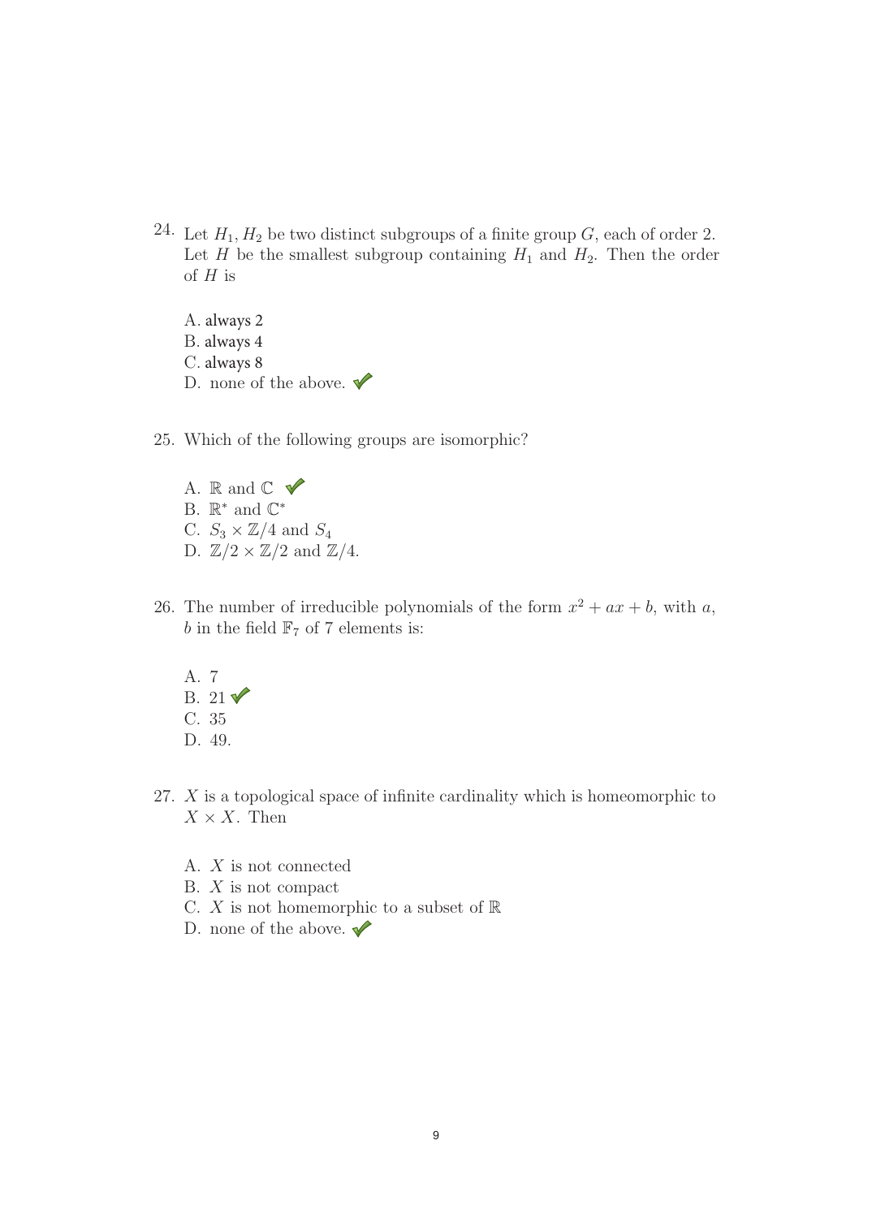24. Let $H_1, H_2$ be two distinct subgroups of a finite group $G$, each of order 2. Let $H$ be the smallest subgroup containing $H_1$ and $H_2$. Then the order of $H$ is

    A. always 2
    B. always 4
    C. always 8
    D. none of the above. ✔

25. Which of the following groups are isomorphic?

    A. $\mathbb{R}$ and $\mathbb{C}$ ✔
    B. $\mathbb{R}^*$ and $\mathbb{C}^*$
    C. $S_3 \times \mathbb{Z}/4$ and $S_4$
    D. $\mathbb{Z}/2 \times \mathbb{Z}/2$ and $\mathbb{Z}/4$.

26. The number of irreducible polynomials of the form $x^2 + ax + b$, with $a$, $b$ in the field $\mathbb{F}_7$ of 7 elements is:

    A. 7
    B. 21 ✔
    C. 35
    D. 49.

27. $X$ is a topological space of infinite cardinality which is homeomorphic to $X \times X$. Then

    A. $X$ is not connected
    B. $X$ is not compact
    C. $X$ is not homemorphic to a subset of $\mathbb{R}$
    D. none of the above. ✔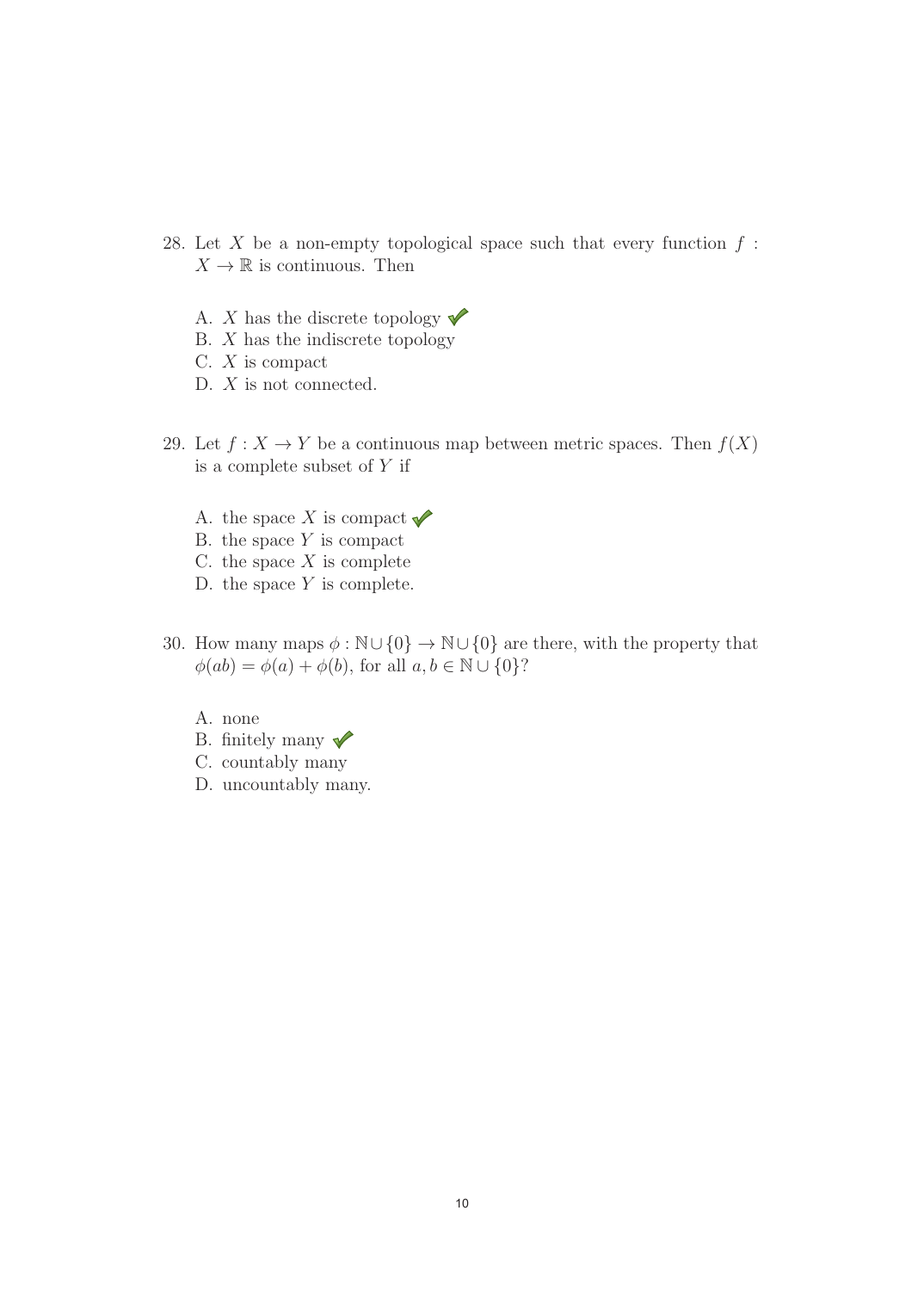28. Let $X$ be a non-empty topological space such that every function $f : X \to \mathbb{R}$ is continuous. Then

    A. $X$ has the discrete topology ✓
    B. $X$ has the indiscrete topology
    C. $X$ is compact
    D. $X$ is not connected.

29. Let $f : X \to Y$ be a continuous map between metric spaces. Then $f(X)$ is a complete subset of $Y$ if

    A. the space $X$ is compact ✓
    B. the space $Y$ is compact
    C. the space $X$ is complete
    D. the space $Y$ is complete.

30. How many maps $\phi : \mathbb{N} \cup \{0\} \to \mathbb{N} \cup \{0\}$ are there, with the property that $\phi(ab) = \phi(a) + \phi(b)$, for all $a, b \in \mathbb{N} \cup \{0\}$?

    A. none
    B. finitely many ✓
    C. countably many
    D. uncountably many.